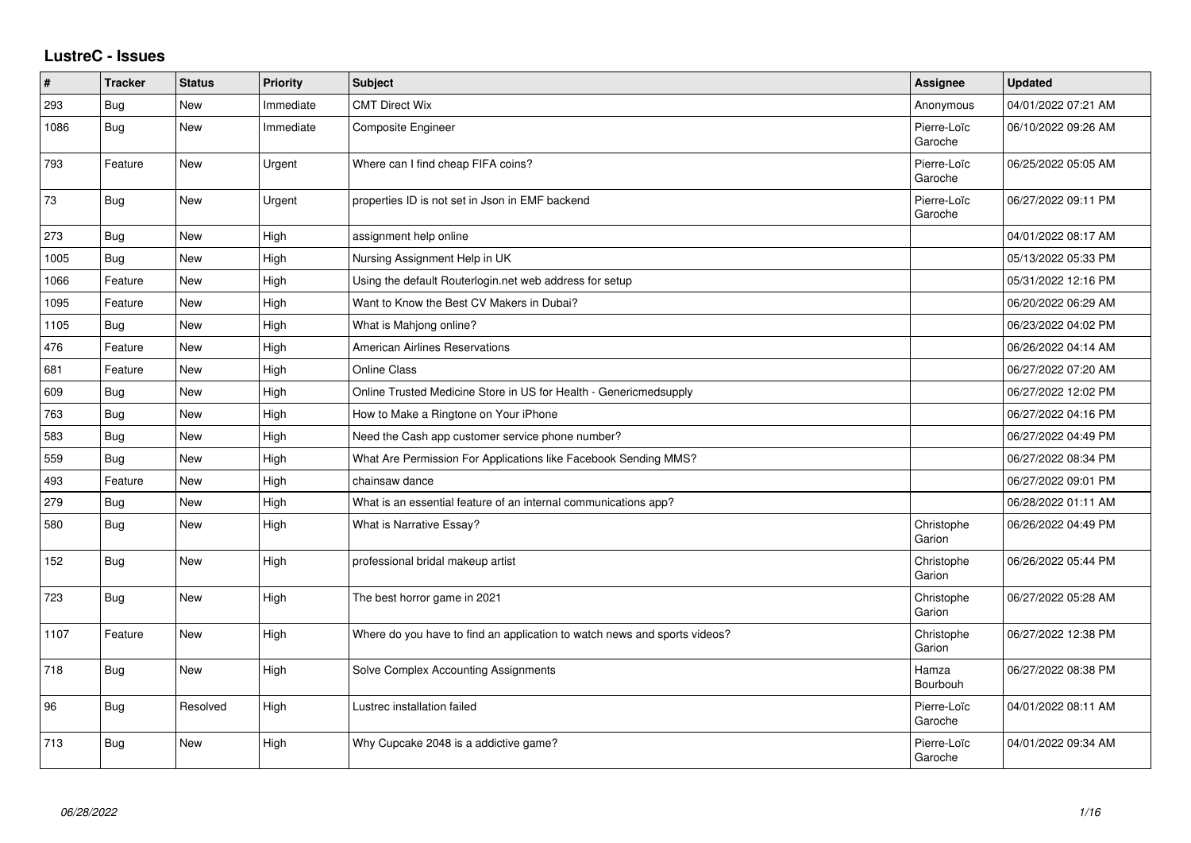## LustreC - Issues

| # | Tracker | Status | Priority | Subject | Assignee | Updated |
|---|---|---|---|---|---|---|
| 293 | Bug | New | Immediate | CMT Direct Wix | Anonymous | 04/01/2022 07:21 AM |
| 1086 | Bug | New | Immediate | Composite Engineer | Pierre-Loïc Garoche | 06/10/2022 09:26 AM |
| 793 | Feature | New | Urgent | Where can I find cheap FIFA coins? | Pierre-Loïc Garoche | 06/25/2022 05:05 AM |
| 73 | Bug | New | Urgent | properties ID is not set in Json in EMF backend | Pierre-Loïc Garoche | 06/27/2022 09:11 PM |
| 273 | Bug | New | High | assignment help online | | 04/01/2022 08:17 AM |
| 1005 | Bug | New | High | Nursing Assignment Help in UK | | 05/13/2022 05:33 PM |
| 1066 | Feature | New | High | Using the default Routerlogin.net web address for setup | | 05/31/2022 12:16 PM |
| 1095 | Feature | New | High | Want to Know the Best CV Makers in Dubai? | | 06/20/2022 06:29 AM |
| 1105 | Bug | New | High | What is Mahjong online? | | 06/23/2022 04:02 PM |
| 476 | Feature | New | High | American Airlines Reservations | | 06/26/2022 04:14 AM |
| 681 | Feature | New | High | Online Class | | 06/27/2022 07:20 AM |
| 609 | Bug | New | High | Online Trusted Medicine Store in US for Health - Genericmedsupply | | 06/27/2022 12:02 PM |
| 763 | Bug | New | High | How to Make a Ringtone on Your iPhone | | 06/27/2022 04:16 PM |
| 583 | Bug | New | High | Need the Cash app customer service phone number? | | 06/27/2022 04:49 PM |
| 559 | Bug | New | High | What Are Permission For Applications like Facebook Sending MMS? | | 06/27/2022 08:34 PM |
| 493 | Feature | New | High | chainsaw dance | | 06/27/2022 09:01 PM |
| 279 | Bug | New | High | What is an essential feature of an internal communications app? | | 06/28/2022 01:11 AM |
| 580 | Bug | New | High | What is Narrative Essay? | Christophe Garion | 06/26/2022 04:49 PM |
| 152 | Bug | New | High | professional bridal makeup artist | Christophe Garion | 06/26/2022 05:44 PM |
| 723 | Bug | New | High | The best horror game in 2021 | Christophe Garion | 06/27/2022 05:28 AM |
| 1107 | Feature | New | High | Where do you have to find an application to watch news and sports videos? | Christophe Garion | 06/27/2022 12:38 PM |
| 718 | Bug | New | High | Solve Complex Accounting Assignments | Hamza Bourbouh | 06/27/2022 08:38 PM |
| 96 | Bug | Resolved | High | Lustrec installation failed | Pierre-Loïc Garoche | 04/01/2022 08:11 AM |
| 713 | Bug | New | High | Why Cupcake 2048 is a addictive game? | Pierre-Loïc Garoche | 04/01/2022 09:34 AM |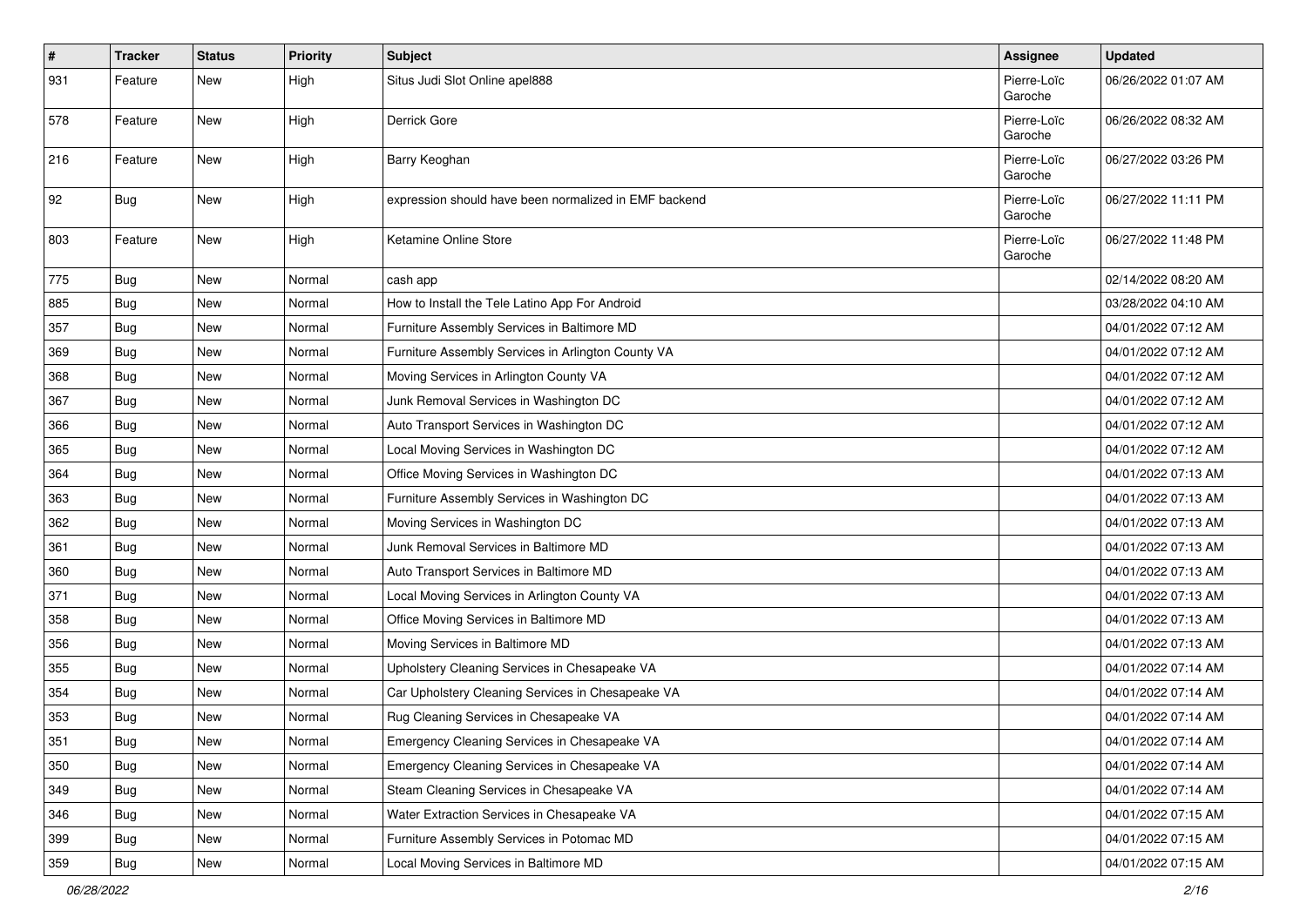| # | Tracker | Status | Priority | Subject | Assignee | Updated |
| --- | --- | --- | --- | --- | --- | --- |
| 931 | Feature | New | High | Situs Judi Slot Online apel888 | Pierre-Loïc Garoche | 06/26/2022 01:07 AM |
| 578 | Feature | New | High | Derrick Gore | Pierre-Loïc Garoche | 06/26/2022 08:32 AM |
| 216 | Feature | New | High | Barry Keoghan | Pierre-Loïc Garoche | 06/27/2022 03:26 PM |
| 92 | Bug | New | High | expression should have been normalized in EMF backend | Pierre-Loïc Garoche | 06/27/2022 11:11 PM |
| 803 | Feature | New | High | Ketamine Online Store | Pierre-Loïc Garoche | 06/27/2022 11:48 PM |
| 775 | Bug | New | Normal | cash app | | 02/14/2022 08:20 AM |
| 885 | Bug | New | Normal | How to Install the Tele Latino App For Android | | 03/28/2022 04:10 AM |
| 357 | Bug | New | Normal | Furniture Assembly Services in Baltimore MD | | 04/01/2022 07:12 AM |
| 369 | Bug | New | Normal | Furniture Assembly Services in Arlington County VA | | 04/01/2022 07:12 AM |
| 368 | Bug | New | Normal | Moving Services in Arlington County VA | | 04/01/2022 07:12 AM |
| 367 | Bug | New | Normal | Junk Removal Services in Washington DC | | 04/01/2022 07:12 AM |
| 366 | Bug | New | Normal | Auto Transport Services in Washington DC | | 04/01/2022 07:12 AM |
| 365 | Bug | New | Normal | Local Moving Services in Washington DC | | 04/01/2022 07:12 AM |
| 364 | Bug | New | Normal | Office Moving Services in Washington DC | | 04/01/2022 07:13 AM |
| 363 | Bug | New | Normal | Furniture Assembly Services in Washington DC | | 04/01/2022 07:13 AM |
| 362 | Bug | New | Normal | Moving Services in Washington DC | | 04/01/2022 07:13 AM |
| 361 | Bug | New | Normal | Junk Removal Services in Baltimore MD | | 04/01/2022 07:13 AM |
| 360 | Bug | New | Normal | Auto Transport Services in Baltimore MD | | 04/01/2022 07:13 AM |
| 371 | Bug | New | Normal | Local Moving Services in Arlington County VA | | 04/01/2022 07:13 AM |
| 358 | Bug | New | Normal | Office Moving Services in Baltimore MD | | 04/01/2022 07:13 AM |
| 356 | Bug | New | Normal | Moving Services in Baltimore MD | | 04/01/2022 07:13 AM |
| 355 | Bug | New | Normal | Upholstery Cleaning Services in Chesapeake VA | | 04/01/2022 07:14 AM |
| 354 | Bug | New | Normal | Car Upholstery Cleaning Services in Chesapeake VA | | 04/01/2022 07:14 AM |
| 353 | Bug | New | Normal | Rug Cleaning Services in Chesapeake VA | | 04/01/2022 07:14 AM |
| 351 | Bug | New | Normal | Emergency Cleaning Services in Chesapeake VA | | 04/01/2022 07:14 AM |
| 350 | Bug | New | Normal | Emergency Cleaning Services in Chesapeake VA | | 04/01/2022 07:14 AM |
| 349 | Bug | New | Normal | Steam Cleaning Services in Chesapeake VA | | 04/01/2022 07:14 AM |
| 346 | Bug | New | Normal | Water Extraction Services in Chesapeake VA | | 04/01/2022 07:15 AM |
| 399 | Bug | New | Normal | Furniture Assembly Services in Potomac MD | | 04/01/2022 07:15 AM |
| 359 | Bug | New | Normal | Local Moving Services in Baltimore MD | | 04/01/2022 07:15 AM |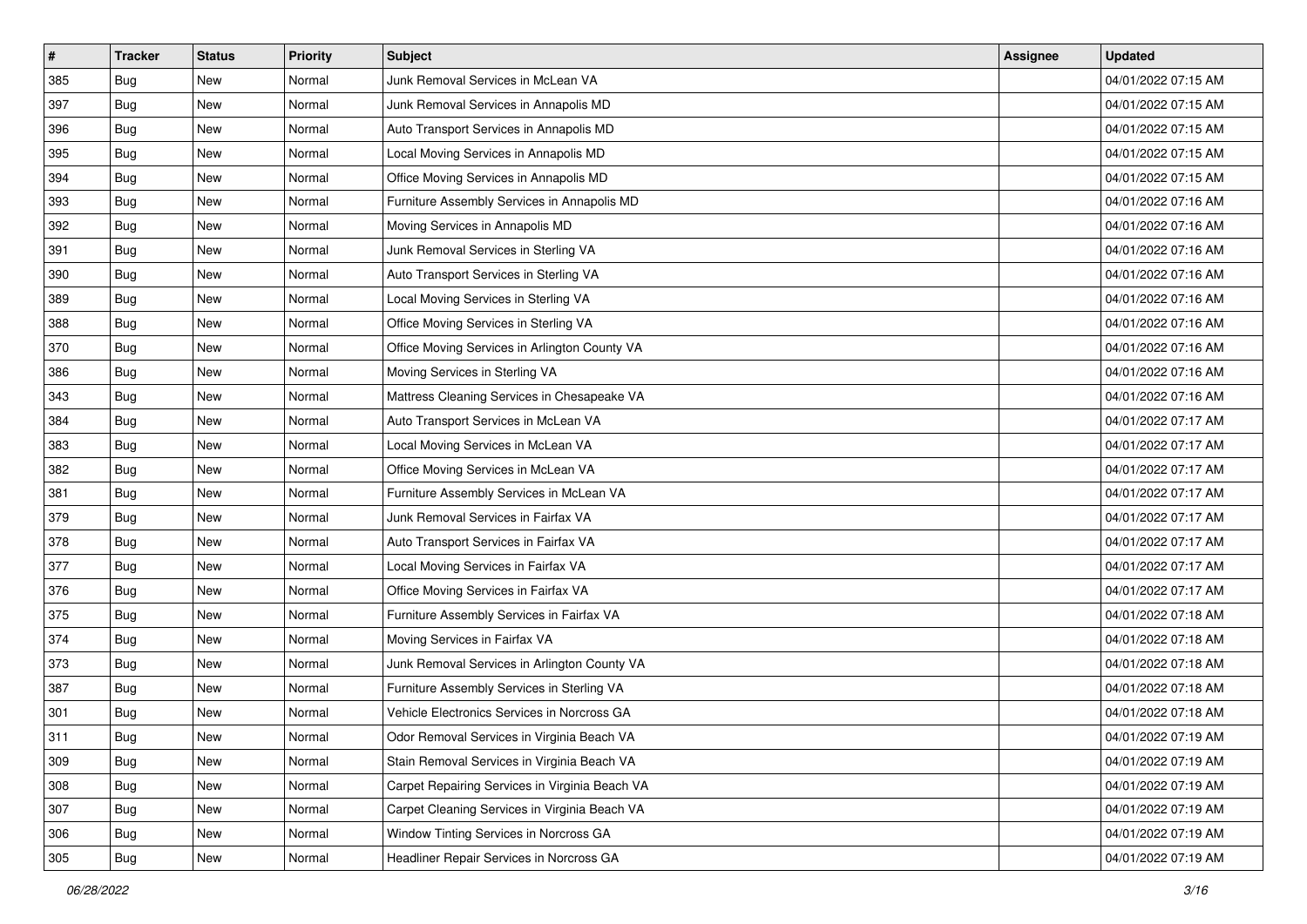| # | Tracker | Status | Priority | Subject | Assignee | Updated |
| --- | --- | --- | --- | --- | --- | --- |
| 385 | Bug | New | Normal | Junk Removal Services in McLean VA | | 04/01/2022 07:15 AM |
| 397 | Bug | New | Normal | Junk Removal Services in Annapolis MD | | 04/01/2022 07:15 AM |
| 396 | Bug | New | Normal | Auto Transport Services in Annapolis MD | | 04/01/2022 07:15 AM |
| 395 | Bug | New | Normal | Local Moving Services in Annapolis MD | | 04/01/2022 07:15 AM |
| 394 | Bug | New | Normal | Office Moving Services in Annapolis MD | | 04/01/2022 07:15 AM |
| 393 | Bug | New | Normal | Furniture Assembly Services in Annapolis MD | | 04/01/2022 07:16 AM |
| 392 | Bug | New | Normal | Moving Services in Annapolis MD | | 04/01/2022 07:16 AM |
| 391 | Bug | New | Normal | Junk Removal Services in Sterling VA | | 04/01/2022 07:16 AM |
| 390 | Bug | New | Normal | Auto Transport Services in Sterling VA | | 04/01/2022 07:16 AM |
| 389 | Bug | New | Normal | Local Moving Services in Sterling VA | | 04/01/2022 07:16 AM |
| 388 | Bug | New | Normal | Office Moving Services in Sterling VA | | 04/01/2022 07:16 AM |
| 370 | Bug | New | Normal | Office Moving Services in Arlington County VA | | 04/01/2022 07:16 AM |
| 386 | Bug | New | Normal | Moving Services in Sterling VA | | 04/01/2022 07:16 AM |
| 343 | Bug | New | Normal | Mattress Cleaning Services in Chesapeake VA | | 04/01/2022 07:16 AM |
| 384 | Bug | New | Normal | Auto Transport Services in McLean VA | | 04/01/2022 07:17 AM |
| 383 | Bug | New | Normal | Local Moving Services in McLean VA | | 04/01/2022 07:17 AM |
| 382 | Bug | New | Normal | Office Moving Services in McLean VA | | 04/01/2022 07:17 AM |
| 381 | Bug | New | Normal | Furniture Assembly Services in McLean VA | | 04/01/2022 07:17 AM |
| 379 | Bug | New | Normal | Junk Removal Services in Fairfax VA | | 04/01/2022 07:17 AM |
| 378 | Bug | New | Normal | Auto Transport Services in Fairfax VA | | 04/01/2022 07:17 AM |
| 377 | Bug | New | Normal | Local Moving Services in Fairfax VA | | 04/01/2022 07:17 AM |
| 376 | Bug | New | Normal | Office Moving Services in Fairfax VA | | 04/01/2022 07:17 AM |
| 375 | Bug | New | Normal | Furniture Assembly Services in Fairfax VA | | 04/01/2022 07:18 AM |
| 374 | Bug | New | Normal | Moving Services in Fairfax VA | | 04/01/2022 07:18 AM |
| 373 | Bug | New | Normal | Junk Removal Services in Arlington County VA | | 04/01/2022 07:18 AM |
| 387 | Bug | New | Normal | Furniture Assembly Services in Sterling VA | | 04/01/2022 07:18 AM |
| 301 | Bug | New | Normal | Vehicle Electronics Services in Norcross GA | | 04/01/2022 07:18 AM |
| 311 | Bug | New | Normal | Odor Removal Services in Virginia Beach VA | | 04/01/2022 07:19 AM |
| 309 | Bug | New | Normal | Stain Removal Services in Virginia Beach VA | | 04/01/2022 07:19 AM |
| 308 | Bug | New | Normal | Carpet Repairing Services in Virginia Beach VA | | 04/01/2022 07:19 AM |
| 307 | Bug | New | Normal | Carpet Cleaning Services in Virginia Beach VA | | 04/01/2022 07:19 AM |
| 306 | Bug | New | Normal | Window Tinting Services in Norcross GA | | 04/01/2022 07:19 AM |
| 305 | Bug | New | Normal | Headliner Repair Services in Norcross GA | | 04/01/2022 07:19 AM |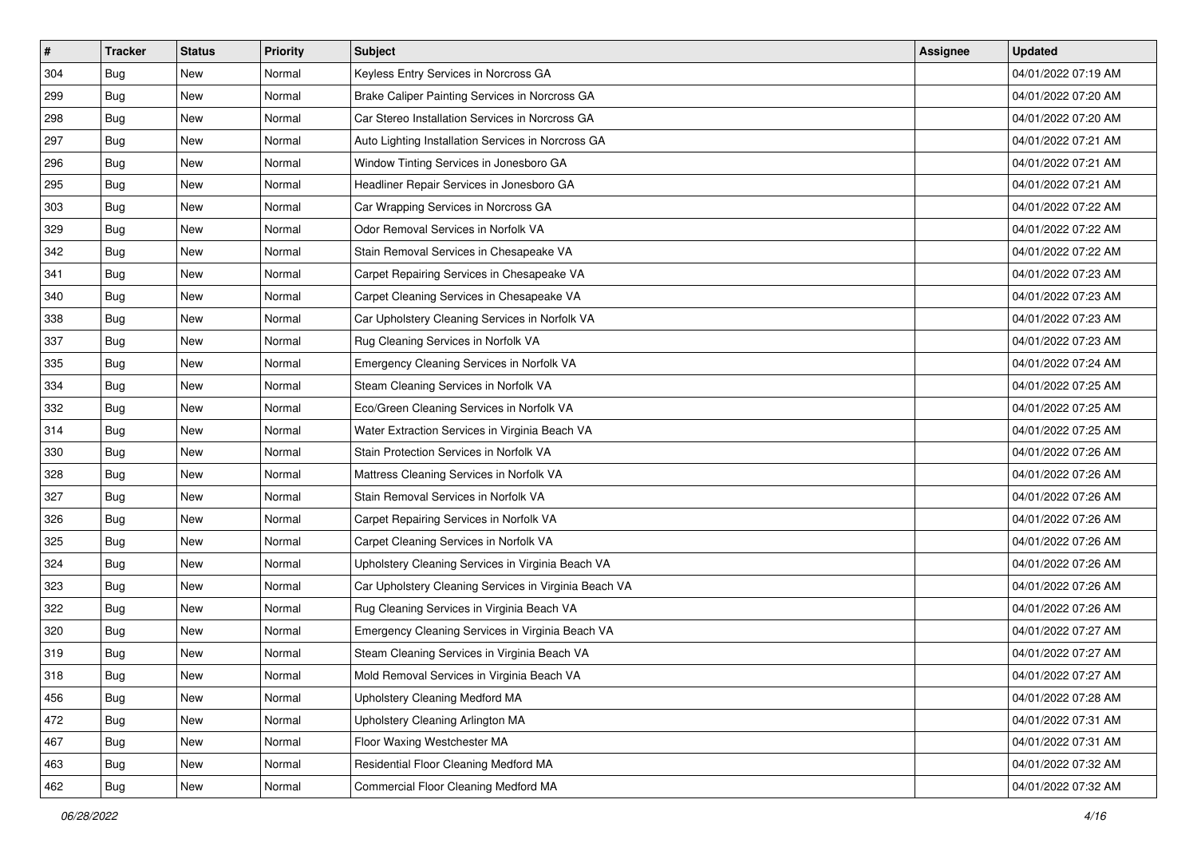| # | Tracker | Status | Priority | Subject | Assignee | Updated |
|---|---|---|---|---|---|---|
| 304 | Bug | New | Normal | Keyless Entry Services in Norcross GA | | 04/01/2022 07:19 AM |
| 299 | Bug | New | Normal | Brake Caliper Painting Services in Norcross GA | | 04/01/2022 07:20 AM |
| 298 | Bug | New | Normal | Car Stereo Installation Services in Norcross GA | | 04/01/2022 07:20 AM |
| 297 | Bug | New | Normal | Auto Lighting Installation Services in Norcross GA | | 04/01/2022 07:21 AM |
| 296 | Bug | New | Normal | Window Tinting Services in Jonesboro GA | | 04/01/2022 07:21 AM |
| 295 | Bug | New | Normal | Headliner Repair Services in Jonesboro GA | | 04/01/2022 07:21 AM |
| 303 | Bug | New | Normal | Car Wrapping Services in Norcross GA | | 04/01/2022 07:22 AM |
| 329 | Bug | New | Normal | Odor Removal Services in Norfolk VA | | 04/01/2022 07:22 AM |
| 342 | Bug | New | Normal | Stain Removal Services in Chesapeake VA | | 04/01/2022 07:22 AM |
| 341 | Bug | New | Normal | Carpet Repairing Services in Chesapeake VA | | 04/01/2022 07:23 AM |
| 340 | Bug | New | Normal | Carpet Cleaning Services in Chesapeake VA | | 04/01/2022 07:23 AM |
| 338 | Bug | New | Normal | Car Upholstery Cleaning Services in Norfolk VA | | 04/01/2022 07:23 AM |
| 337 | Bug | New | Normal | Rug Cleaning Services in Norfolk VA | | 04/01/2022 07:23 AM |
| 335 | Bug | New | Normal | Emergency Cleaning Services in Norfolk VA | | 04/01/2022 07:24 AM |
| 334 | Bug | New | Normal | Steam Cleaning Services in Norfolk VA | | 04/01/2022 07:25 AM |
| 332 | Bug | New | Normal | Eco/Green Cleaning Services in Norfolk VA | | 04/01/2022 07:25 AM |
| 314 | Bug | New | Normal | Water Extraction Services in Virginia Beach VA | | 04/01/2022 07:25 AM |
| 330 | Bug | New | Normal | Stain Protection Services in Norfolk VA | | 04/01/2022 07:26 AM |
| 328 | Bug | New | Normal | Mattress Cleaning Services in Norfolk VA | | 04/01/2022 07:26 AM |
| 327 | Bug | New | Normal | Stain Removal Services in Norfolk VA | | 04/01/2022 07:26 AM |
| 326 | Bug | New | Normal | Carpet Repairing Services in Norfolk VA | | 04/01/2022 07:26 AM |
| 325 | Bug | New | Normal | Carpet Cleaning Services in Norfolk VA | | 04/01/2022 07:26 AM |
| 324 | Bug | New | Normal | Upholstery Cleaning Services in Virginia Beach VA | | 04/01/2022 07:26 AM |
| 323 | Bug | New | Normal | Car Upholstery Cleaning Services in Virginia Beach VA | | 04/01/2022 07:26 AM |
| 322 | Bug | New | Normal | Rug Cleaning Services in Virginia Beach VA | | 04/01/2022 07:26 AM |
| 320 | Bug | New | Normal | Emergency Cleaning Services in Virginia Beach VA | | 04/01/2022 07:27 AM |
| 319 | Bug | New | Normal | Steam Cleaning Services in Virginia Beach VA | | 04/01/2022 07:27 AM |
| 318 | Bug | New | Normal | Mold Removal Services in Virginia Beach VA | | 04/01/2022 07:27 AM |
| 456 | Bug | New | Normal | Upholstery Cleaning Medford MA | | 04/01/2022 07:28 AM |
| 472 | Bug | New | Normal | Upholstery Cleaning Arlington MA | | 04/01/2022 07:31 AM |
| 467 | Bug | New | Normal | Floor Waxing Westchester MA | | 04/01/2022 07:31 AM |
| 463 | Bug | New | Normal | Residential Floor Cleaning Medford MA | | 04/01/2022 07:32 AM |
| 462 | Bug | New | Normal | Commercial Floor Cleaning Medford MA | | 04/01/2022 07:32 AM |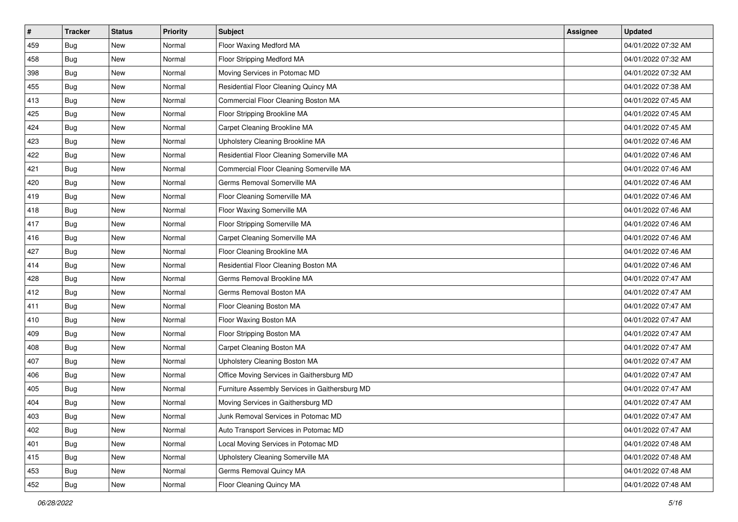| # | Tracker | Status | Priority | Subject | Assignee | Updated |
|---|---|---|---|---|---|---|
| 459 | Bug | New | Normal | Floor Waxing Medford MA | | 04/01/2022 07:32 AM |
| 458 | Bug | New | Normal | Floor Stripping Medford MA | | 04/01/2022 07:32 AM |
| 398 | Bug | New | Normal | Moving Services in Potomac MD | | 04/01/2022 07:32 AM |
| 455 | Bug | New | Normal | Residential Floor Cleaning Quincy MA | | 04/01/2022 07:38 AM |
| 413 | Bug | New | Normal | Commercial Floor Cleaning Boston MA | | 04/01/2022 07:45 AM |
| 425 | Bug | New | Normal | Floor Stripping Brookline MA | | 04/01/2022 07:45 AM |
| 424 | Bug | New | Normal | Carpet Cleaning Brookline MA | | 04/01/2022 07:45 AM |
| 423 | Bug | New | Normal | Upholstery Cleaning Brookline MA | | 04/01/2022 07:46 AM |
| 422 | Bug | New | Normal | Residential Floor Cleaning Somerville MA | | 04/01/2022 07:46 AM |
| 421 | Bug | New | Normal | Commercial Floor Cleaning Somerville MA | | 04/01/2022 07:46 AM |
| 420 | Bug | New | Normal | Germs Removal Somerville MA | | 04/01/2022 07:46 AM |
| 419 | Bug | New | Normal | Floor Cleaning Somerville MA | | 04/01/2022 07:46 AM |
| 418 | Bug | New | Normal | Floor Waxing Somerville MA | | 04/01/2022 07:46 AM |
| 417 | Bug | New | Normal | Floor Stripping Somerville MA | | 04/01/2022 07:46 AM |
| 416 | Bug | New | Normal | Carpet Cleaning Somerville MA | | 04/01/2022 07:46 AM |
| 427 | Bug | New | Normal | Floor Cleaning Brookline MA | | 04/01/2022 07:46 AM |
| 414 | Bug | New | Normal | Residential Floor Cleaning Boston MA | | 04/01/2022 07:46 AM |
| 428 | Bug | New | Normal | Germs Removal Brookline MA | | 04/01/2022 07:47 AM |
| 412 | Bug | New | Normal | Germs Removal Boston MA | | 04/01/2022 07:47 AM |
| 411 | Bug | New | Normal | Floor Cleaning Boston MA | | 04/01/2022 07:47 AM |
| 410 | Bug | New | Normal | Floor Waxing Boston MA | | 04/01/2022 07:47 AM |
| 409 | Bug | New | Normal | Floor Stripping Boston MA | | 04/01/2022 07:47 AM |
| 408 | Bug | New | Normal | Carpet Cleaning Boston MA | | 04/01/2022 07:47 AM |
| 407 | Bug | New | Normal | Upholstery Cleaning Boston MA | | 04/01/2022 07:47 AM |
| 406 | Bug | New | Normal | Office Moving Services in Gaithersburg MD | | 04/01/2022 07:47 AM |
| 405 | Bug | New | Normal | Furniture Assembly Services in Gaithersburg MD | | 04/01/2022 07:47 AM |
| 404 | Bug | New | Normal | Moving Services in Gaithersburg MD | | 04/01/2022 07:47 AM |
| 403 | Bug | New | Normal | Junk Removal Services in Potomac MD | | 04/01/2022 07:47 AM |
| 402 | Bug | New | Normal | Auto Transport Services in Potomac MD | | 04/01/2022 07:47 AM |
| 401 | Bug | New | Normal | Local Moving Services in Potomac MD | | 04/01/2022 07:48 AM |
| 415 | Bug | New | Normal | Upholstery Cleaning Somerville MA | | 04/01/2022 07:48 AM |
| 453 | Bug | New | Normal | Germs Removal Quincy MA | | 04/01/2022 07:48 AM |
| 452 | Bug | New | Normal | Floor Cleaning Quincy MA | | 04/01/2022 07:48 AM |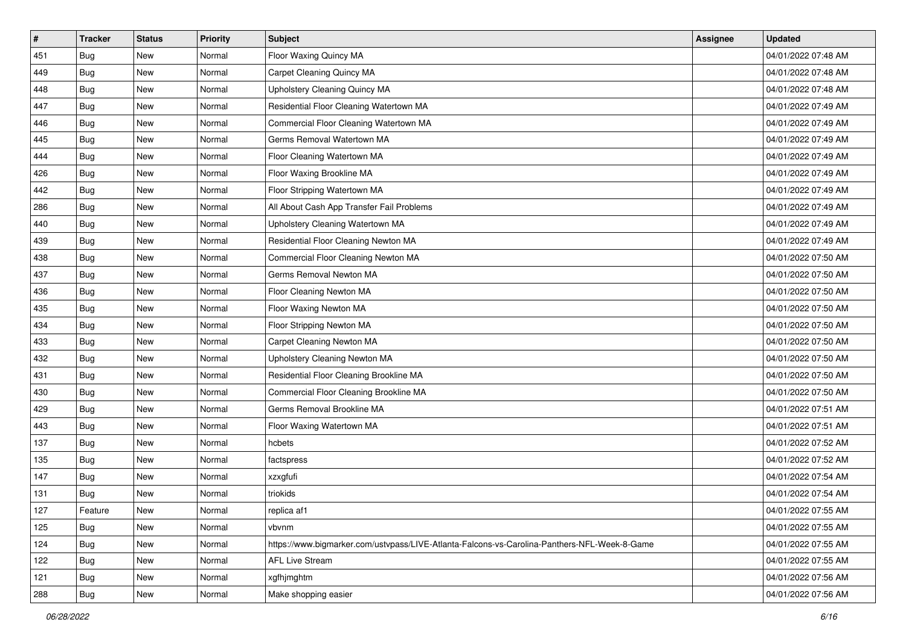| # | Tracker | Status | Priority | Subject | Assignee | Updated |
|---|---|---|---|---|---|---|
| 451 | Bug | New | Normal | Floor Waxing Quincy MA | | 04/01/2022 07:48 AM |
| 449 | Bug | New | Normal | Carpet Cleaning Quincy MA | | 04/01/2022 07:48 AM |
| 448 | Bug | New | Normal | Upholstery Cleaning Quincy MA | | 04/01/2022 07:48 AM |
| 447 | Bug | New | Normal | Residential Floor Cleaning Watertown MA | | 04/01/2022 07:49 AM |
| 446 | Bug | New | Normal | Commercial Floor Cleaning Watertown MA | | 04/01/2022 07:49 AM |
| 445 | Bug | New | Normal | Germs Removal Watertown MA | | 04/01/2022 07:49 AM |
| 444 | Bug | New | Normal | Floor Cleaning Watertown MA | | 04/01/2022 07:49 AM |
| 426 | Bug | New | Normal | Floor Waxing Brookline MA | | 04/01/2022 07:49 AM |
| 442 | Bug | New | Normal | Floor Stripping Watertown MA | | 04/01/2022 07:49 AM |
| 286 | Bug | New | Normal | All About Cash App Transfer Fail Problems | | 04/01/2022 07:49 AM |
| 440 | Bug | New | Normal | Upholstery Cleaning Watertown MA | | 04/01/2022 07:49 AM |
| 439 | Bug | New | Normal | Residential Floor Cleaning Newton MA | | 04/01/2022 07:49 AM |
| 438 | Bug | New | Normal | Commercial Floor Cleaning Newton MA | | 04/01/2022 07:50 AM |
| 437 | Bug | New | Normal | Germs Removal Newton MA | | 04/01/2022 07:50 AM |
| 436 | Bug | New | Normal | Floor Cleaning Newton MA | | 04/01/2022 07:50 AM |
| 435 | Bug | New | Normal | Floor Waxing Newton MA | | 04/01/2022 07:50 AM |
| 434 | Bug | New | Normal | Floor Stripping Newton MA | | 04/01/2022 07:50 AM |
| 433 | Bug | New | Normal | Carpet Cleaning Newton MA | | 04/01/2022 07:50 AM |
| 432 | Bug | New | Normal | Upholstery Cleaning Newton MA | | 04/01/2022 07:50 AM |
| 431 | Bug | New | Normal | Residential Floor Cleaning Brookline MA | | 04/01/2022 07:50 AM |
| 430 | Bug | New | Normal | Commercial Floor Cleaning Brookline MA | | 04/01/2022 07:50 AM |
| 429 | Bug | New | Normal | Germs Removal Brookline MA | | 04/01/2022 07:51 AM |
| 443 | Bug | New | Normal | Floor Waxing Watertown MA | | 04/01/2022 07:51 AM |
| 137 | Bug | New | Normal | hcbets | | 04/01/2022 07:52 AM |
| 135 | Bug | New | Normal | factspress | | 04/01/2022 07:52 AM |
| 147 | Bug | New | Normal | xzxgfufi | | 04/01/2022 07:54 AM |
| 131 | Bug | New | Normal | triokids | | 04/01/2022 07:54 AM |
| 127 | Feature | New | Normal | replica af1 | | 04/01/2022 07:55 AM |
| 125 | Bug | New | Normal | vbvnm | | 04/01/2022 07:55 AM |
| 124 | Bug | New | Normal | https://www.bigmarker.com/ustvpass/LIVE-Atlanta-Falcons-vs-Carolina-Panthers-NFL-Week-8-Game | | 04/01/2022 07:55 AM |
| 122 | Bug | New | Normal | AFL Live Stream | | 04/01/2022 07:55 AM |
| 121 | Bug | New | Normal | xgfhjmghtm | | 04/01/2022 07:56 AM |
| 288 | Bug | New | Normal | Make shopping easier | | 04/01/2022 07:56 AM |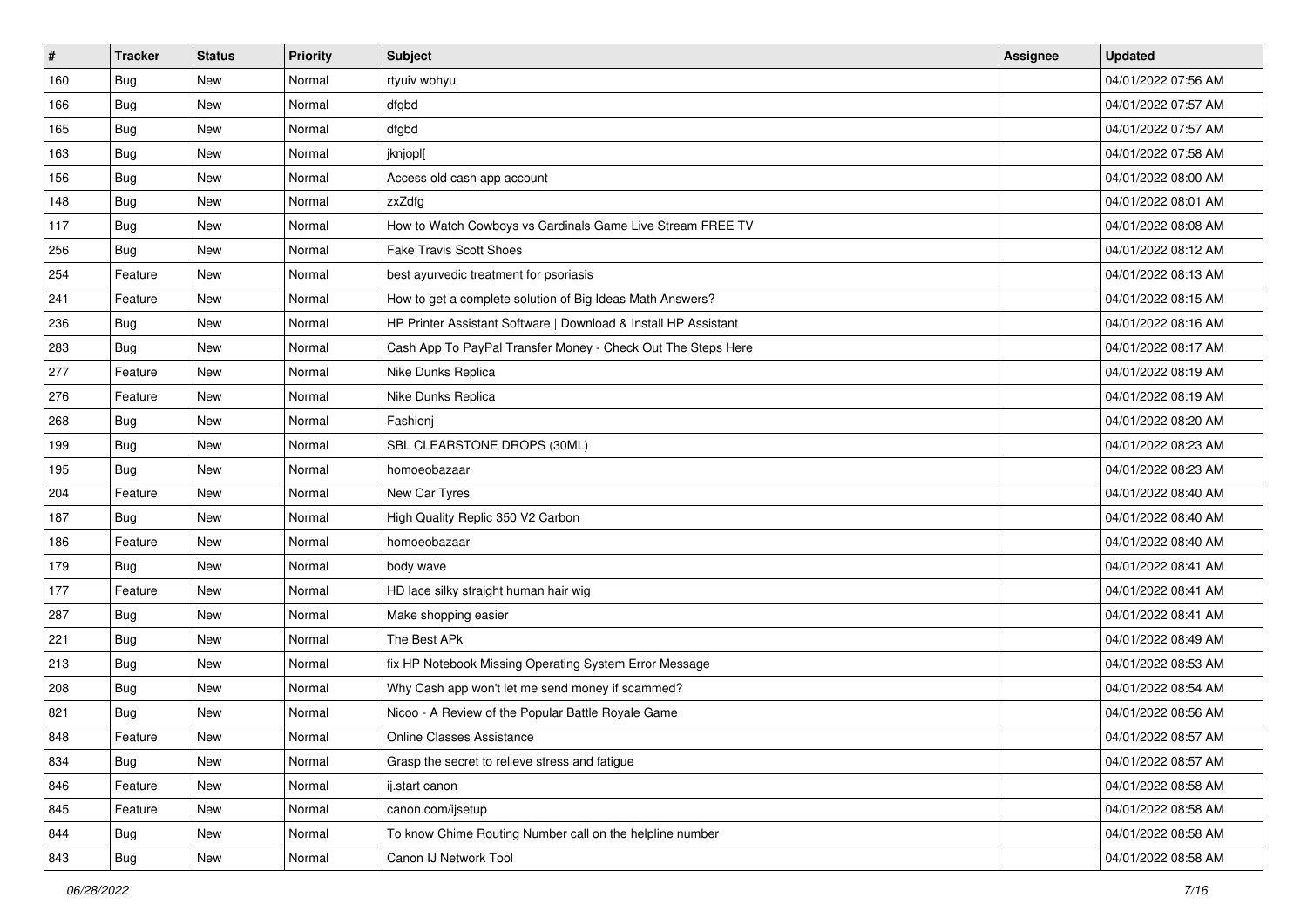| # | Tracker | Status | Priority | Subject | Assignee | Updated |
|---|---|---|---|---|---|---|
| 160 | Bug | New | Normal | rtyuiv wbhyu | | 04/01/2022 07:56 AM |
| 166 | Bug | New | Normal | dfgbd | | 04/01/2022 07:57 AM |
| 165 | Bug | New | Normal | dfgbd | | 04/01/2022 07:57 AM |
| 163 | Bug | New | Normal | jknjopl[ | | 04/01/2022 07:58 AM |
| 156 | Bug | New | Normal | Access old cash app account | | 04/01/2022 08:00 AM |
| 148 | Bug | New | Normal | zxZdfg | | 04/01/2022 08:01 AM |
| 117 | Bug | New | Normal | How to Watch Cowboys vs Cardinals Game Live Stream FREE TV | | 04/01/2022 08:08 AM |
| 256 | Bug | New | Normal | Fake Travis Scott Shoes | | 04/01/2022 08:12 AM |
| 254 | Feature | New | Normal | best ayurvedic treatment for psoriasis | | 04/01/2022 08:13 AM |
| 241 | Feature | New | Normal | How to get a complete solution of Big Ideas Math Answers? | | 04/01/2022 08:15 AM |
| 236 | Bug | New | Normal | HP Printer Assistant Software \| Download & Install HP Assistant | | 04/01/2022 08:16 AM |
| 283 | Bug | New | Normal | Cash App To PayPal Transfer Money - Check Out The Steps Here | | 04/01/2022 08:17 AM |
| 277 | Feature | New | Normal | Nike Dunks Replica | | 04/01/2022 08:19 AM |
| 276 | Feature | New | Normal | Nike Dunks Replica | | 04/01/2022 08:19 AM |
| 268 | Bug | New | Normal | Fashionj | | 04/01/2022 08:20 AM |
| 199 | Bug | New | Normal | SBL CLEARSTONE DROPS (30ML) | | 04/01/2022 08:23 AM |
| 195 | Bug | New | Normal | homoeobazaar | | 04/01/2022 08:23 AM |
| 204 | Feature | New | Normal | New Car Tyres | | 04/01/2022 08:40 AM |
| 187 | Bug | New | Normal | High Quality Replic 350 V2 Carbon | | 04/01/2022 08:40 AM |
| 186 | Feature | New | Normal | homoeobazaar | | 04/01/2022 08:40 AM |
| 179 | Bug | New | Normal | body wave | | 04/01/2022 08:41 AM |
| 177 | Feature | New | Normal | HD lace silky straight human hair wig | | 04/01/2022 08:41 AM |
| 287 | Bug | New | Normal | Make shopping easier | | 04/01/2022 08:41 AM |
| 221 | Bug | New | Normal | The Best APk | | 04/01/2022 08:49 AM |
| 213 | Bug | New | Normal | fix HP Notebook Missing Operating System Error Message | | 04/01/2022 08:53 AM |
| 208 | Bug | New | Normal | Why Cash app won't let me send money if scammed? | | 04/01/2022 08:54 AM |
| 821 | Bug | New | Normal | Nicoo - A Review of the Popular Battle Royale Game | | 04/01/2022 08:56 AM |
| 848 | Feature | New | Normal | Online Classes Assistance | | 04/01/2022 08:57 AM |
| 834 | Bug | New | Normal | Grasp the secret to relieve stress and fatigue | | 04/01/2022 08:57 AM |
| 846 | Feature | New | Normal | ij.start canon | | 04/01/2022 08:58 AM |
| 845 | Feature | New | Normal | canon.com/ijsetup | | 04/01/2022 08:58 AM |
| 844 | Bug | New | Normal | To know Chime Routing Number call on the helpline number | | 04/01/2022 08:58 AM |
| 843 | Bug | New | Normal | Canon IJ Network Tool | | 04/01/2022 08:58 AM |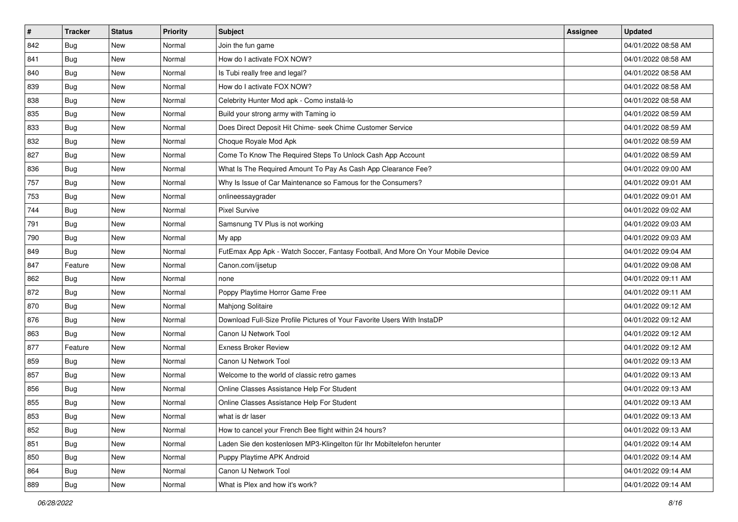| # | Tracker | Status | Priority | Subject | Assignee | Updated |
|---|---|---|---|---|---|---|
| 842 | Bug | New | Normal | Join the fun game | | 04/01/2022 08:58 AM |
| 841 | Bug | New | Normal | How do I activate FOX NOW? | | 04/01/2022 08:58 AM |
| 840 | Bug | New | Normal | Is Tubi really free and legal? | | 04/01/2022 08:58 AM |
| 839 | Bug | New | Normal | How do I activate FOX NOW? | | 04/01/2022 08:58 AM |
| 838 | Bug | New | Normal | Celebrity Hunter Mod apk - Como instalá-lo | | 04/01/2022 08:58 AM |
| 835 | Bug | New | Normal | Build your strong army with Taming io | | 04/01/2022 08:59 AM |
| 833 | Bug | New | Normal | Does Direct Deposit Hit Chime- seek Chime Customer Service | | 04/01/2022 08:59 AM |
| 832 | Bug | New | Normal | Choque Royale Mod Apk | | 04/01/2022 08:59 AM |
| 827 | Bug | New | Normal | Come To Know The Required Steps To Unlock Cash App Account | | 04/01/2022 08:59 AM |
| 836 | Bug | New | Normal | What Is The Required Amount To Pay As Cash App Clearance Fee? | | 04/01/2022 09:00 AM |
| 757 | Bug | New | Normal | Why Is Issue of Car Maintenance so Famous for the Consumers? | | 04/01/2022 09:01 AM |
| 753 | Bug | New | Normal | onlineessaygrader | | 04/01/2022 09:01 AM |
| 744 | Bug | New | Normal | Pixel Survive | | 04/01/2022 09:02 AM |
| 791 | Bug | New | Normal | Samsnung TV Plus is not working | | 04/01/2022 09:03 AM |
| 790 | Bug | New | Normal | My app | | 04/01/2022 09:03 AM |
| 849 | Bug | New | Normal | FutEmax App Apk - Watch Soccer, Fantasy Football, And More On Your Mobile Device | | 04/01/2022 09:04 AM |
| 847 | Feature | New | Normal | Canon.com/ijsetup | | 04/01/2022 09:08 AM |
| 862 | Bug | New | Normal | none | | 04/01/2022 09:11 AM |
| 872 | Bug | New | Normal | Poppy Playtime Horror Game Free | | 04/01/2022 09:11 AM |
| 870 | Bug | New | Normal | Mahjong Solitaire | | 04/01/2022 09:12 AM |
| 876 | Bug | New | Normal | Download Full-Size Profile Pictures of Your Favorite Users With InstaDP | | 04/01/2022 09:12 AM |
| 863 | Bug | New | Normal | Canon IJ Network Tool | | 04/01/2022 09:12 AM |
| 877 | Feature | New | Normal | Exness Broker Review | | 04/01/2022 09:12 AM |
| 859 | Bug | New | Normal | Canon IJ Network Tool | | 04/01/2022 09:13 AM |
| 857 | Bug | New | Normal | Welcome to the world of classic retro games | | 04/01/2022 09:13 AM |
| 856 | Bug | New | Normal | Online Classes Assistance Help For Student | | 04/01/2022 09:13 AM |
| 855 | Bug | New | Normal | Online Classes Assistance Help For Student | | 04/01/2022 09:13 AM |
| 853 | Bug | New | Normal | what is dr laser | | 04/01/2022 09:13 AM |
| 852 | Bug | New | Normal | How to cancel your French Bee flight within 24 hours? | | 04/01/2022 09:13 AM |
| 851 | Bug | New | Normal | Laden Sie den kostenlosen MP3-Klingelton für Ihr Mobiltelefon herunter | | 04/01/2022 09:14 AM |
| 850 | Bug | New | Normal | Puppy Playtime APK Android | | 04/01/2022 09:14 AM |
| 864 | Bug | New | Normal | Canon IJ Network Tool | | 04/01/2022 09:14 AM |
| 889 | Bug | New | Normal | What is Plex and how it's work? | | 04/01/2022 09:14 AM |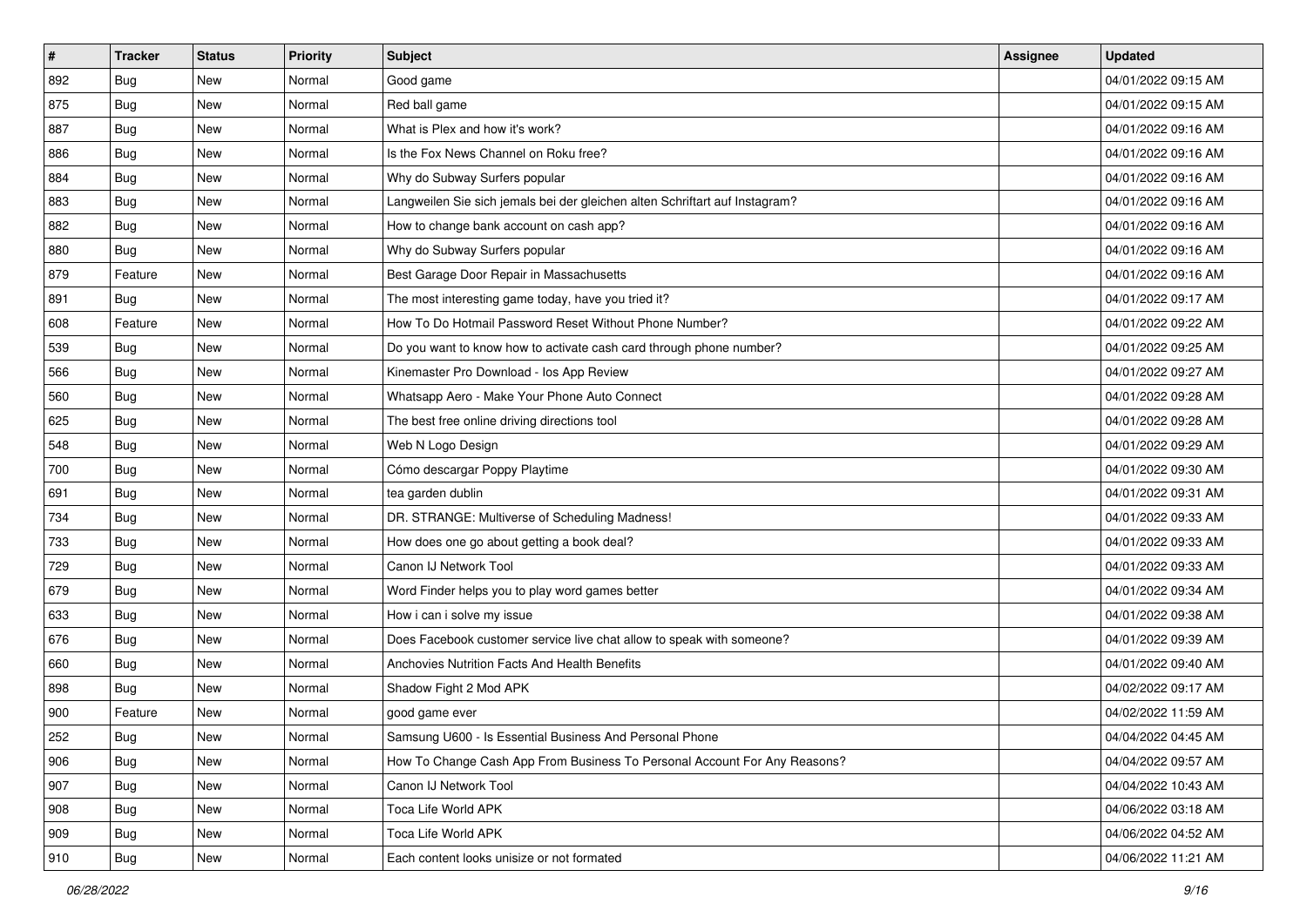| # | Tracker | Status | Priority | Subject | Assignee | Updated |
|---|---|---|---|---|---|---|
| 892 | Bug | New | Normal | Good game | | 04/01/2022 09:15 AM |
| 875 | Bug | New | Normal | Red ball game | | 04/01/2022 09:15 AM |
| 887 | Bug | New | Normal | What is Plex and how it's work? | | 04/01/2022 09:16 AM |
| 886 | Bug | New | Normal | Is the Fox News Channel on Roku free? | | 04/01/2022 09:16 AM |
| 884 | Bug | New | Normal | Why do Subway Surfers popular | | 04/01/2022 09:16 AM |
| 883 | Bug | New | Normal | Langweilen Sie sich jemals bei der gleichen alten Schriftart auf Instagram? | | 04/01/2022 09:16 AM |
| 882 | Bug | New | Normal | How to change bank account on cash app? | | 04/01/2022 09:16 AM |
| 880 | Bug | New | Normal | Why do Subway Surfers popular | | 04/01/2022 09:16 AM |
| 879 | Feature | New | Normal | Best Garage Door Repair in Massachusetts | | 04/01/2022 09:16 AM |
| 891 | Bug | New | Normal | The most interesting game today, have you tried it? | | 04/01/2022 09:17 AM |
| 608 | Feature | New | Normal | How To Do Hotmail Password Reset Without Phone Number? | | 04/01/2022 09:22 AM |
| 539 | Bug | New | Normal | Do you want to know how to activate cash card through phone number? | | 04/01/2022 09:25 AM |
| 566 | Bug | New | Normal | Kinemaster Pro Download - Ios App Review | | 04/01/2022 09:27 AM |
| 560 | Bug | New | Normal | Whatsapp Aero - Make Your Phone Auto Connect | | 04/01/2022 09:28 AM |
| 625 | Bug | New | Normal | The best free online driving directions tool | | 04/01/2022 09:28 AM |
| 548 | Bug | New | Normal | Web N Logo Design | | 04/01/2022 09:29 AM |
| 700 | Bug | New | Normal | Cómo descargar Poppy Playtime | | 04/01/2022 09:30 AM |
| 691 | Bug | New | Normal | tea garden dublin | | 04/01/2022 09:31 AM |
| 734 | Bug | New | Normal | DR. STRANGE: Multiverse of Scheduling Madness! | | 04/01/2022 09:33 AM |
| 733 | Bug | New | Normal | How does one go about getting a book deal? | | 04/01/2022 09:33 AM |
| 729 | Bug | New | Normal | Canon IJ Network Tool | | 04/01/2022 09:33 AM |
| 679 | Bug | New | Normal | Word Finder helps you to play word games better | | 04/01/2022 09:34 AM |
| 633 | Bug | New | Normal | How i can i solve my issue | | 04/01/2022 09:38 AM |
| 676 | Bug | New | Normal | Does Facebook customer service live chat allow to speak with someone? | | 04/01/2022 09:39 AM |
| 660 | Bug | New | Normal | Anchovies Nutrition Facts And Health Benefits | | 04/01/2022 09:40 AM |
| 898 | Bug | New | Normal | Shadow Fight 2 Mod APK | | 04/02/2022 09:17 AM |
| 900 | Feature | New | Normal | good game ever | | 04/02/2022 11:59 AM |
| 252 | Bug | New | Normal | Samsung U600 - Is Essential Business And Personal Phone | | 04/04/2022 04:45 AM |
| 906 | Bug | New | Normal | How To Change Cash App From Business To Personal Account For Any Reasons? | | 04/04/2022 09:57 AM |
| 907 | Bug | New | Normal | Canon IJ Network Tool | | 04/04/2022 10:43 AM |
| 908 | Bug | New | Normal | Toca Life World APK | | 04/06/2022 03:18 AM |
| 909 | Bug | New | Normal | Toca Life World APK | | 04/06/2022 04:52 AM |
| 910 | Bug | New | Normal | Each content looks unisize or not formated | | 04/06/2022 11:21 AM |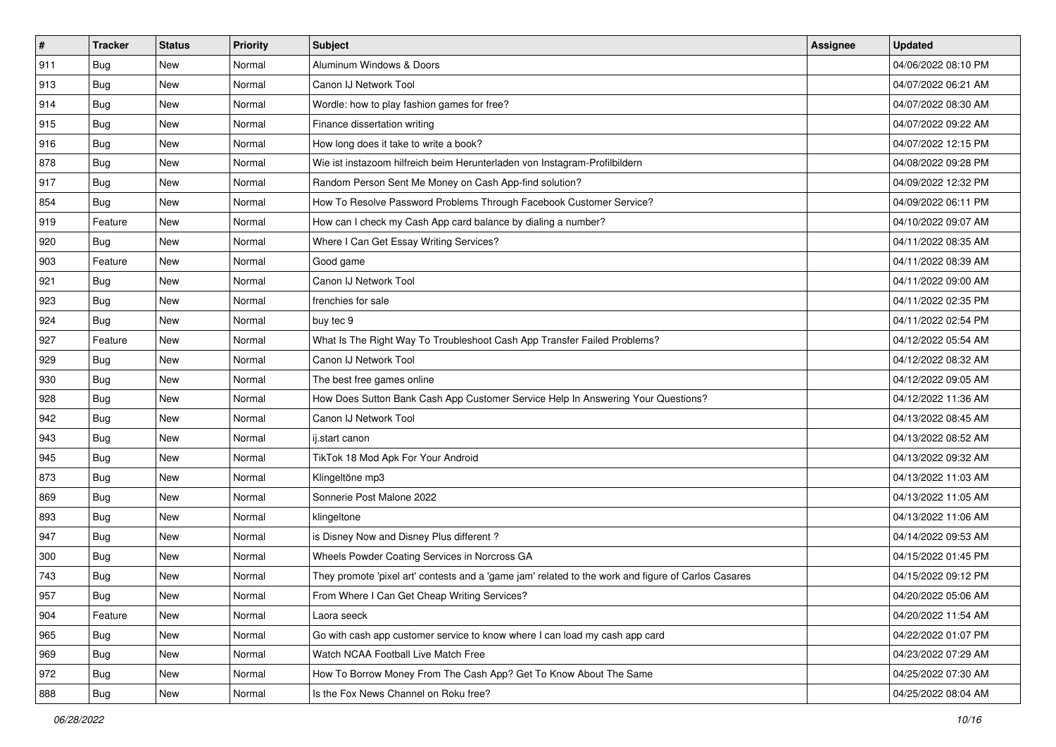| # | Tracker | Status | Priority | Subject | Assignee | Updated |
|---|---|---|---|---|---|---|
| 911 | Bug | New | Normal | Aluminum Windows & Doors | | 04/06/2022 08:10 PM |
| 913 | Bug | New | Normal | Canon IJ Network Tool | | 04/07/2022 06:21 AM |
| 914 | Bug | New | Normal | Wordle: how to play fashion games for free? | | 04/07/2022 08:30 AM |
| 915 | Bug | New | Normal | Finance dissertation writing | | 04/07/2022 09:22 AM |
| 916 | Bug | New | Normal | How long does it take to write a book? | | 04/07/2022 12:15 PM |
| 878 | Bug | New | Normal | Wie ist instazoom hilfreich beim Herunterladen von Instagram-Profilbildern | | 04/08/2022 09:28 PM |
| 917 | Bug | New | Normal | Random Person Sent Me Money on Cash App-find solution? | | 04/09/2022 12:32 PM |
| 854 | Bug | New | Normal | How To Resolve Password Problems Through Facebook Customer Service? | | 04/09/2022 06:11 PM |
| 919 | Feature | New | Normal | How can I check my Cash App card balance by dialing a number? | | 04/10/2022 09:07 AM |
| 920 | Bug | New | Normal | Where I Can Get Essay Writing Services? | | 04/11/2022 08:35 AM |
| 903 | Feature | New | Normal | Good game | | 04/11/2022 08:39 AM |
| 921 | Bug | New | Normal | Canon IJ Network Tool | | 04/11/2022 09:00 AM |
| 923 | Bug | New | Normal | frenchies for sale | | 04/11/2022 02:35 PM |
| 924 | Bug | New | Normal | buy tec 9 | | 04/11/2022 02:54 PM |
| 927 | Feature | New | Normal | What Is The Right Way To Troubleshoot Cash App Transfer Failed Problems? | | 04/12/2022 05:54 AM |
| 929 | Bug | New | Normal | Canon IJ Network Tool | | 04/12/2022 08:32 AM |
| 930 | Bug | New | Normal | The best free games online | | 04/12/2022 09:05 AM |
| 928 | Bug | New | Normal | How Does Sutton Bank Cash App Customer Service Help In Answering Your Questions? | | 04/12/2022 11:36 AM |
| 942 | Bug | New | Normal | Canon IJ Network Tool | | 04/13/2022 08:45 AM |
| 943 | Bug | New | Normal | ij.start canon | | 04/13/2022 08:52 AM |
| 945 | Bug | New | Normal | TikTok 18 Mod Apk For Your Android | | 04/13/2022 09:32 AM |
| 873 | Bug | New | Normal | Klingeltöne mp3 | | 04/13/2022 11:03 AM |
| 869 | Bug | New | Normal | Sonnerie Post Malone 2022 | | 04/13/2022 11:05 AM |
| 893 | Bug | New | Normal | klingeltone | | 04/13/2022 11:06 AM |
| 947 | Bug | New | Normal | is Disney Now and Disney Plus different ? | | 04/14/2022 09:53 AM |
| 300 | Bug | New | Normal | Wheels Powder Coating Services in Norcross GA | | 04/15/2022 01:45 PM |
| 743 | Bug | New | Normal | They promote 'pixel art' contests and a 'game jam' related to the work and figure of Carlos Casares | | 04/15/2022 09:12 PM |
| 957 | Bug | New | Normal | From Where I Can Get Cheap Writing Services? | | 04/20/2022 05:06 AM |
| 904 | Feature | New | Normal | Laora seeck | | 04/20/2022 11:54 AM |
| 965 | Bug | New | Normal | Go with cash app customer service to know where I can load my cash app card | | 04/22/2022 01:07 PM |
| 969 | Bug | New | Normal | Watch NCAA Football Live Match Free | | 04/23/2022 07:29 AM |
| 972 | Bug | New | Normal | How To Borrow Money From The Cash App? Get To Know About The Same | | 04/25/2022 07:30 AM |
| 888 | Bug | New | Normal | Is the Fox News Channel on Roku free? | | 04/25/2022 08:04 AM |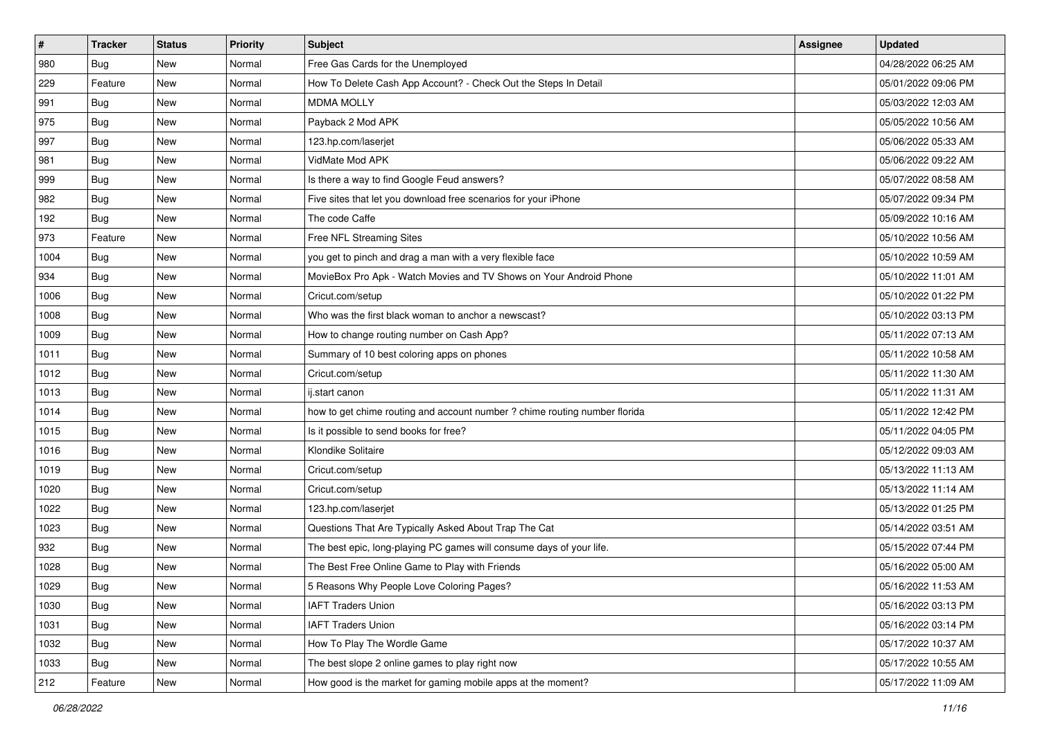| # | Tracker | Status | Priority | Subject | Assignee | Updated |
|---|---|---|---|---|---|---|
| 980 | Bug | New | Normal | Free Gas Cards for the Unemployed | | 04/28/2022 06:25 AM |
| 229 | Feature | New | Normal | How To Delete Cash App Account? - Check Out the Steps In Detail | | 05/01/2022 09:06 PM |
| 991 | Bug | New | Normal | MDMA MOLLY | | 05/03/2022 12:03 AM |
| 975 | Bug | New | Normal | Payback 2 Mod APK | | 05/05/2022 10:56 AM |
| 997 | Bug | New | Normal | 123.hp.com/laserjet | | 05/06/2022 05:33 AM |
| 981 | Bug | New | Normal | VidMate Mod APK | | 05/06/2022 09:22 AM |
| 999 | Bug | New | Normal | Is there a way to find Google Feud answers? | | 05/07/2022 08:58 AM |
| 982 | Bug | New | Normal | Five sites that let you download free scenarios for your iPhone | | 05/07/2022 09:34 PM |
| 192 | Bug | New | Normal | The code Caffe | | 05/09/2022 10:16 AM |
| 973 | Feature | New | Normal | Free NFL Streaming Sites | | 05/10/2022 10:56 AM |
| 1004 | Bug | New | Normal | you get to pinch and drag a man with a very flexible face | | 05/10/2022 10:59 AM |
| 934 | Bug | New | Normal | MovieBox Pro Apk - Watch Movies and TV Shows on Your Android Phone | | 05/10/2022 11:01 AM |
| 1006 | Bug | New | Normal | Cricut.com/setup | | 05/10/2022 01:22 PM |
| 1008 | Bug | New | Normal | Who was the first black woman to anchor a newscast? | | 05/10/2022 03:13 PM |
| 1009 | Bug | New | Normal | How to change routing number on Cash App? | | 05/11/2022 07:13 AM |
| 1011 | Bug | New | Normal | Summary of 10 best coloring apps on phones | | 05/11/2022 10:58 AM |
| 1012 | Bug | New | Normal | Cricut.com/setup | | 05/11/2022 11:30 AM |
| 1013 | Bug | New | Normal | ij.start canon | | 05/11/2022 11:31 AM |
| 1014 | Bug | New | Normal | how to get chime routing and account number ? chime routing number florida | | 05/11/2022 12:42 PM |
| 1015 | Bug | New | Normal | Is it possible to send books for free? | | 05/11/2022 04:05 PM |
| 1016 | Bug | New | Normal | Klondike Solitaire | | 05/12/2022 09:03 AM |
| 1019 | Bug | New | Normal | Cricut.com/setup | | 05/13/2022 11:13 AM |
| 1020 | Bug | New | Normal | Cricut.com/setup | | 05/13/2022 11:14 AM |
| 1022 | Bug | New | Normal | 123.hp.com/laserjet | | 05/13/2022 01:25 PM |
| 1023 | Bug | New | Normal | Questions That Are Typically Asked About Trap The Cat | | 05/14/2022 03:51 AM |
| 932 | Bug | New | Normal | The best epic, long-playing PC games will consume days of your life. | | 05/15/2022 07:44 PM |
| 1028 | Bug | New | Normal | The Best Free Online Game to Play with Friends | | 05/16/2022 05:00 AM |
| 1029 | Bug | New | Normal | 5 Reasons Why People Love Coloring Pages? | | 05/16/2022 11:53 AM |
| 1030 | Bug | New | Normal | IAFT Traders Union | | 05/16/2022 03:13 PM |
| 1031 | Bug | New | Normal | IAFT Traders Union | | 05/16/2022 03:14 PM |
| 1032 | Bug | New | Normal | How To Play The Wordle Game | | 05/17/2022 10:37 AM |
| 1033 | Bug | New | Normal | The best slope 2 online games to play right now | | 05/17/2022 10:55 AM |
| 212 | Feature | New | Normal | How good is the market for gaming mobile apps at the moment? | | 05/17/2022 11:09 AM |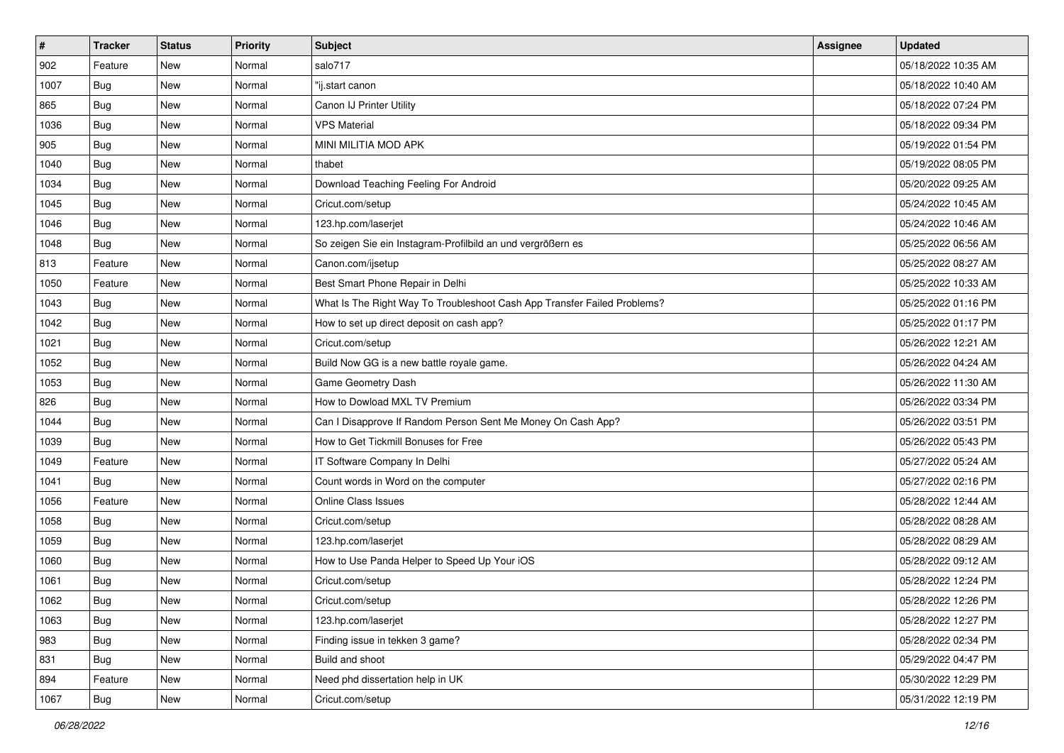| # | Tracker | Status | Priority | Subject | Assignee | Updated |
|---|---|---|---|---|---|---|
| 902 | Feature | New | Normal | salo717 | | 05/18/2022 10:35 AM |
| 1007 | Bug | New | Normal | "ij.start canon | | 05/18/2022 10:40 AM |
| 865 | Bug | New | Normal | Canon IJ Printer Utility | | 05/18/2022 07:24 PM |
| 1036 | Bug | New | Normal | VPS Material | | 05/18/2022 09:34 PM |
| 905 | Bug | New | Normal | MINI MILITIA MOD APK | | 05/19/2022 01:54 PM |
| 1040 | Bug | New | Normal | thabet | | 05/19/2022 08:05 PM |
| 1034 | Bug | New | Normal | Download Teaching Feeling For Android | | 05/20/2022 09:25 AM |
| 1045 | Bug | New | Normal | Cricut.com/setup | | 05/24/2022 10:45 AM |
| 1046 | Bug | New | Normal | 123.hp.com/laserjet | | 05/24/2022 10:46 AM |
| 1048 | Bug | New | Normal | So zeigen Sie ein Instagram-Profilbild an und vergrößern es | | 05/25/2022 06:56 AM |
| 813 | Feature | New | Normal | Canon.com/ijsetup | | 05/25/2022 08:27 AM |
| 1050 | Feature | New | Normal | Best Smart Phone Repair in Delhi | | 05/25/2022 10:33 AM |
| 1043 | Bug | New | Normal | What Is The Right Way To Troubleshoot Cash App Transfer Failed Problems? | | 05/25/2022 01:16 PM |
| 1042 | Bug | New | Normal | How to set up direct deposit on cash app? | | 05/25/2022 01:17 PM |
| 1021 | Bug | New | Normal | Cricut.com/setup | | 05/26/2022 12:21 AM |
| 1052 | Bug | New | Normal | Build Now GG is a new battle royale game. | | 05/26/2022 04:24 AM |
| 1053 | Bug | New | Normal | Game Geometry Dash | | 05/26/2022 11:30 AM |
| 826 | Bug | New | Normal | How to Dowload MXL TV Premium | | 05/26/2022 03:34 PM |
| 1044 | Bug | New | Normal | Can I Disapprove If Random Person Sent Me Money On Cash App? | | 05/26/2022 03:51 PM |
| 1039 | Bug | New | Normal | How to Get Tickmill Bonuses for Free | | 05/26/2022 05:43 PM |
| 1049 | Feature | New | Normal | IT Software Company In Delhi | | 05/27/2022 05:24 AM |
| 1041 | Bug | New | Normal | Count words in Word on the computer | | 05/27/2022 02:16 PM |
| 1056 | Feature | New | Normal | Online Class Issues | | 05/28/2022 12:44 AM |
| 1058 | Bug | New | Normal | Cricut.com/setup | | 05/28/2022 08:28 AM |
| 1059 | Bug | New | Normal | 123.hp.com/laserjet | | 05/28/2022 08:29 AM |
| 1060 | Bug | New | Normal | How to Use Panda Helper to Speed Up Your iOS | | 05/28/2022 09:12 AM |
| 1061 | Bug | New | Normal | Cricut.com/setup | | 05/28/2022 12:24 PM |
| 1062 | Bug | New | Normal | Cricut.com/setup | | 05/28/2022 12:26 PM |
| 1063 | Bug | New | Normal | 123.hp.com/laserjet | | 05/28/2022 12:27 PM |
| 983 | Bug | New | Normal | Finding issue in tekken 3 game? | | 05/28/2022 02:34 PM |
| 831 | Bug | New | Normal | Build and shoot | | 05/29/2022 04:47 PM |
| 894 | Feature | New | Normal | Need phd dissertation help in UK | | 05/30/2022 12:29 PM |
| 1067 | Bug | New | Normal | Cricut.com/setup | | 05/31/2022 12:19 PM |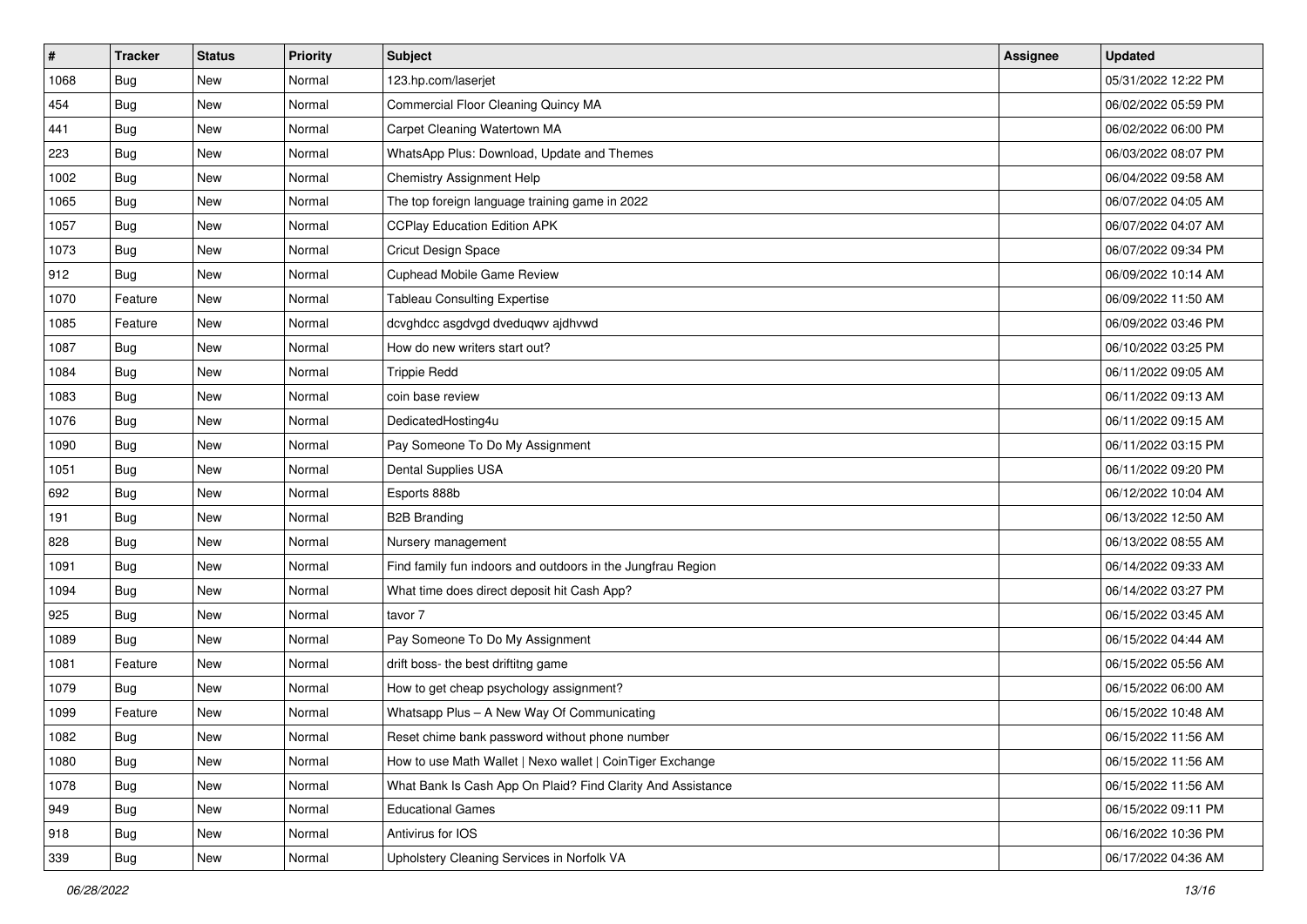| # | Tracker | Status | Priority | Subject | Assignee | Updated |
|---|---|---|---|---|---|---|
| 1068 | Bug | New | Normal | 123.hp.com/laserjet | | 05/31/2022 12:22 PM |
| 454 | Bug | New | Normal | Commercial Floor Cleaning Quincy MA | | 06/02/2022 05:59 PM |
| 441 | Bug | New | Normal | Carpet Cleaning Watertown MA | | 06/02/2022 06:00 PM |
| 223 | Bug | New | Normal | WhatsApp Plus: Download, Update and Themes | | 06/03/2022 08:07 PM |
| 1002 | Bug | New | Normal | Chemistry Assignment Help | | 06/04/2022 09:58 AM |
| 1065 | Bug | New | Normal | The top foreign language training game in 2022 | | 06/07/2022 04:05 AM |
| 1057 | Bug | New | Normal | CCPlay Education Edition APK | | 06/07/2022 04:07 AM |
| 1073 | Bug | New | Normal | Cricut Design Space | | 06/07/2022 09:34 PM |
| 912 | Bug | New | Normal | Cuphead Mobile Game Review | | 06/09/2022 10:14 AM |
| 1070 | Feature | New | Normal | Tableau Consulting Expertise | | 06/09/2022 11:50 AM |
| 1085 | Feature | New | Normal | dcvghdcc asgdvgd dveduqwv ajdhvwd | | 06/09/2022 03:46 PM |
| 1087 | Bug | New | Normal | How do new writers start out? | | 06/10/2022 03:25 PM |
| 1084 | Bug | New | Normal | Trippie Redd | | 06/11/2022 09:05 AM |
| 1083 | Bug | New | Normal | coin base review | | 06/11/2022 09:13 AM |
| 1076 | Bug | New | Normal | DedicatedHosting4u | | 06/11/2022 09:15 AM |
| 1090 | Bug | New | Normal | Pay Someone To Do My Assignment | | 06/11/2022 03:15 PM |
| 1051 | Bug | New | Normal | Dental Supplies USA | | 06/11/2022 09:20 PM |
| 692 | Bug | New | Normal | Esports 888b | | 06/12/2022 10:04 AM |
| 191 | Bug | New | Normal | B2B Branding | | 06/13/2022 12:50 AM |
| 828 | Bug | New | Normal | Nursery management | | 06/13/2022 08:55 AM |
| 1091 | Bug | New | Normal | Find family fun indoors and outdoors in the Jungfrau Region | | 06/14/2022 09:33 AM |
| 1094 | Bug | New | Normal | What time does direct deposit hit Cash App? | | 06/14/2022 03:27 PM |
| 925 | Bug | New | Normal | tavor 7 | | 06/15/2022 03:45 AM |
| 1089 | Bug | New | Normal | Pay Someone To Do My Assignment | | 06/15/2022 04:44 AM |
| 1081 | Feature | New | Normal | drift boss- the best driftitng game | | 06/15/2022 05:56 AM |
| 1079 | Bug | New | Normal | How to get cheap psychology assignment? | | 06/15/2022 06:00 AM |
| 1099 | Feature | New | Normal | Whatsapp Plus – A New Way Of Communicating | | 06/15/2022 10:48 AM |
| 1082 | Bug | New | Normal | Reset chime bank password without phone number | | 06/15/2022 11:56 AM |
| 1080 | Bug | New | Normal | How to use Math Wallet \| Nexo wallet \| CoinTiger Exchange | | 06/15/2022 11:56 AM |
| 1078 | Bug | New | Normal | What Bank Is Cash App On Plaid? Find Clarity And Assistance | | 06/15/2022 11:56 AM |
| 949 | Bug | New | Normal | Educational Games | | 06/15/2022 09:11 PM |
| 918 | Bug | New | Normal | Antivirus for IOS | | 06/16/2022 10:36 PM |
| 339 | Bug | New | Normal | Upholstery Cleaning Services in Norfolk VA | | 06/17/2022 04:36 AM |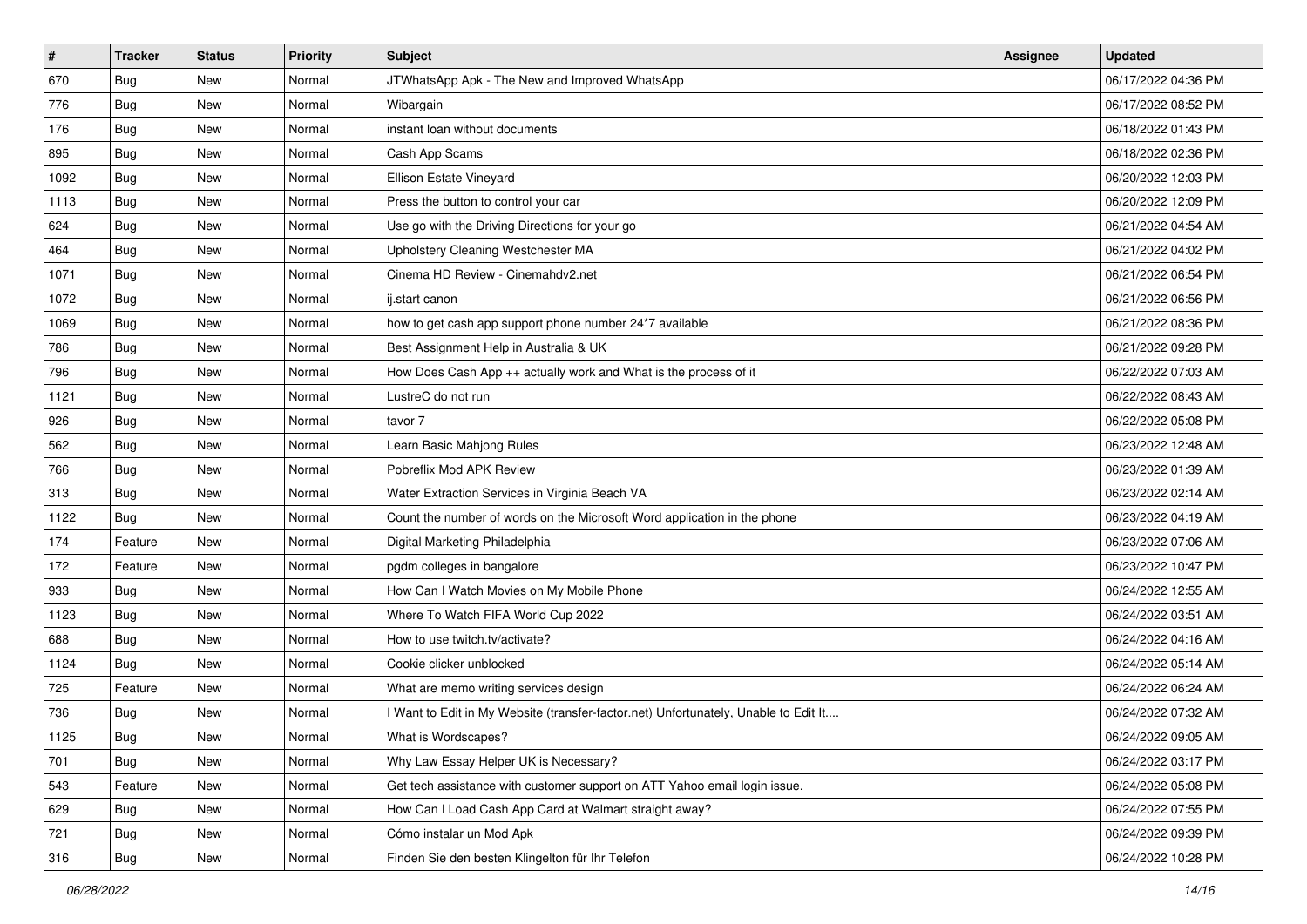| # | Tracker | Status | Priority | Subject | Assignee | Updated |
|---|---|---|---|---|---|---|
| 670 | Bug | New | Normal | JTWhatsApp Apk - The New and Improved WhatsApp | | 06/17/2022 04:36 PM |
| 776 | Bug | New | Normal | Wibargain | | 06/17/2022 08:52 PM |
| 176 | Bug | New | Normal | instant loan without documents | | 06/18/2022 01:43 PM |
| 895 | Bug | New | Normal | Cash App Scams | | 06/18/2022 02:36 PM |
| 1092 | Bug | New | Normal | Ellison Estate Vineyard | | 06/20/2022 12:03 PM |
| 1113 | Bug | New | Normal | Press the button to control your car | | 06/20/2022 12:09 PM |
| 624 | Bug | New | Normal | Use go with the Driving Directions for your go | | 06/21/2022 04:54 AM |
| 464 | Bug | New | Normal | Upholstery Cleaning Westchester MA | | 06/21/2022 04:02 PM |
| 1071 | Bug | New | Normal | Cinema HD Review - Cinemahdv2.net | | 06/21/2022 06:54 PM |
| 1072 | Bug | New | Normal | ij.start canon | | 06/21/2022 06:56 PM |
| 1069 | Bug | New | Normal | how to get cash app support phone number 24*7 available | | 06/21/2022 08:36 PM |
| 786 | Bug | New | Normal | Best Assignment Help in Australia & UK | | 06/21/2022 09:28 PM |
| 796 | Bug | New | Normal | How Does Cash App ++ actually work and What is the process of it | | 06/22/2022 07:03 AM |
| 1121 | Bug | New | Normal | LustreC do not run | | 06/22/2022 08:43 AM |
| 926 | Bug | New | Normal | tavor 7 | | 06/22/2022 05:08 PM |
| 562 | Bug | New | Normal | Learn Basic Mahjong Rules | | 06/23/2022 12:48 AM |
| 766 | Bug | New | Normal | Pobreflix Mod APK Review | | 06/23/2022 01:39 AM |
| 313 | Bug | New | Normal | Water Extraction Services in Virginia Beach VA | | 06/23/2022 02:14 AM |
| 1122 | Bug | New | Normal | Count the number of words on the Microsoft Word application in the phone | | 06/23/2022 04:19 AM |
| 174 | Feature | New | Normal | Digital Marketing Philadelphia | | 06/23/2022 07:06 AM |
| 172 | Feature | New | Normal | pgdm colleges in bangalore | | 06/23/2022 10:47 PM |
| 933 | Bug | New | Normal | How Can I Watch Movies on My Mobile Phone | | 06/24/2022 12:55 AM |
| 1123 | Bug | New | Normal | Where To Watch FIFA World Cup 2022 | | 06/24/2022 03:51 AM |
| 688 | Bug | New | Normal | How to use twitch.tv/activate? | | 06/24/2022 04:16 AM |
| 1124 | Bug | New | Normal | Cookie clicker unblocked | | 06/24/2022 05:14 AM |
| 725 | Feature | New | Normal | What are memo writing services design | | 06/24/2022 06:24 AM |
| 736 | Bug | New | Normal | I Want to Edit in My Website (transfer-factor.net) Unfortunately, Unable to Edit It.... | | 06/24/2022 07:32 AM |
| 1125 | Bug | New | Normal | What is Wordscapes? | | 06/24/2022 09:05 AM |
| 701 | Bug | New | Normal | Why Law Essay Helper UK is Necessary? | | 06/24/2022 03:17 PM |
| 543 | Feature | New | Normal | Get tech assistance with customer support on ATT Yahoo email login issue. | | 06/24/2022 05:08 PM |
| 629 | Bug | New | Normal | How Can I Load Cash App Card at Walmart straight away? | | 06/24/2022 07:55 PM |
| 721 | Bug | New | Normal | Cómo instalar un Mod Apk | | 06/24/2022 09:39 PM |
| 316 | Bug | New | Normal | Finden Sie den besten Klingelton für Ihr Telefon | | 06/24/2022 10:28 PM |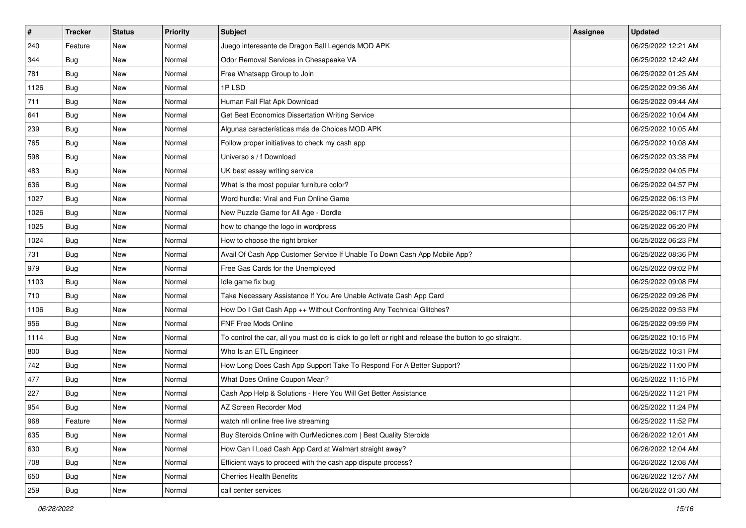| # | Tracker | Status | Priority | Subject | Assignee | Updated |
|---|---|---|---|---|---|---|
| 240 | Feature | New | Normal | Juego interesante de Dragon Ball Legends MOD APK | | 06/25/2022 12:21 AM |
| 344 | Bug | New | Normal | Odor Removal Services in Chesapeake VA | | 06/25/2022 12:42 AM |
| 781 | Bug | New | Normal | Free Whatsapp Group to Join | | 06/25/2022 01:25 AM |
| 1126 | Bug | New | Normal | 1P LSD | | 06/25/2022 09:36 AM |
| 711 | Bug | New | Normal | Human Fall Flat Apk Download | | 06/25/2022 09:44 AM |
| 641 | Bug | New | Normal | Get Best Economics Dissertation Writing Service | | 06/25/2022 10:04 AM |
| 239 | Bug | New | Normal | Algunas características más de Choices MOD APK | | 06/25/2022 10:05 AM |
| 765 | Bug | New | Normal | Follow proper initiatives to check my cash app | | 06/25/2022 10:08 AM |
| 598 | Bug | New | Normal | Universo s / f Download | | 06/25/2022 03:38 PM |
| 483 | Bug | New | Normal | UK best essay writing service | | 06/25/2022 04:05 PM |
| 636 | Bug | New | Normal | What is the most popular furniture color? | | 06/25/2022 04:57 PM |
| 1027 | Bug | New | Normal | Word hurdle: Viral and Fun Online Game | | 06/25/2022 06:13 PM |
| 1026 | Bug | New | Normal | New Puzzle Game for All Age - Dordle | | 06/25/2022 06:17 PM |
| 1025 | Bug | New | Normal | how to change the logo in wordpress | | 06/25/2022 06:20 PM |
| 1024 | Bug | New | Normal | How to choose the right broker | | 06/25/2022 06:23 PM |
| 731 | Bug | New | Normal | Avail Of Cash App Customer Service If Unable To Down Cash App Mobile App? | | 06/25/2022 08:36 PM |
| 979 | Bug | New | Normal | Free Gas Cards for the Unemployed | | 06/25/2022 09:02 PM |
| 1103 | Bug | New | Normal | Idle game fix bug | | 06/25/2022 09:08 PM |
| 710 | Bug | New | Normal | Take Necessary Assistance If You Are Unable Activate Cash App Card | | 06/25/2022 09:26 PM |
| 1106 | Bug | New | Normal | How Do I Get Cash App ++ Without Confronting Any Technical Glitches? | | 06/25/2022 09:53 PM |
| 956 | Bug | New | Normal | FNF Free Mods Online | | 06/25/2022 09:59 PM |
| 1114 | Bug | New | Normal | To control the car, all you must do is click to go left or right and release the button to go straight. | | 06/25/2022 10:15 PM |
| 800 | Bug | New | Normal | Who Is an ETL Engineer | | 06/25/2022 10:31 PM |
| 742 | Bug | New | Normal | How Long Does Cash App Support Take To Respond For A Better Support? | | 06/25/2022 11:00 PM |
| 477 | Bug | New | Normal | What Does Online Coupon Mean? | | 06/25/2022 11:15 PM |
| 227 | Bug | New | Normal | Cash App Help & Solutions - Here You Will Get Better Assistance | | 06/25/2022 11:21 PM |
| 954 | Bug | New | Normal | AZ Screen Recorder Mod | | 06/25/2022 11:24 PM |
| 968 | Feature | New | Normal | watch nfl online free live streaming | | 06/25/2022 11:52 PM |
| 635 | Bug | New | Normal | Buy Steroids Online with OurMedicnes.com \| Best Quality Steroids | | 06/26/2022 12:01 AM |
| 630 | Bug | New | Normal | How Can I Load Cash App Card at Walmart straight away? | | 06/26/2022 12:04 AM |
| 708 | Bug | New | Normal | Efficient ways to proceed with the cash app dispute process? | | 06/26/2022 12:08 AM |
| 650 | Bug | New | Normal | Cherries Health Benefits | | 06/26/2022 12:57 AM |
| 259 | Bug | New | Normal | call center services | | 06/26/2022 01:30 AM |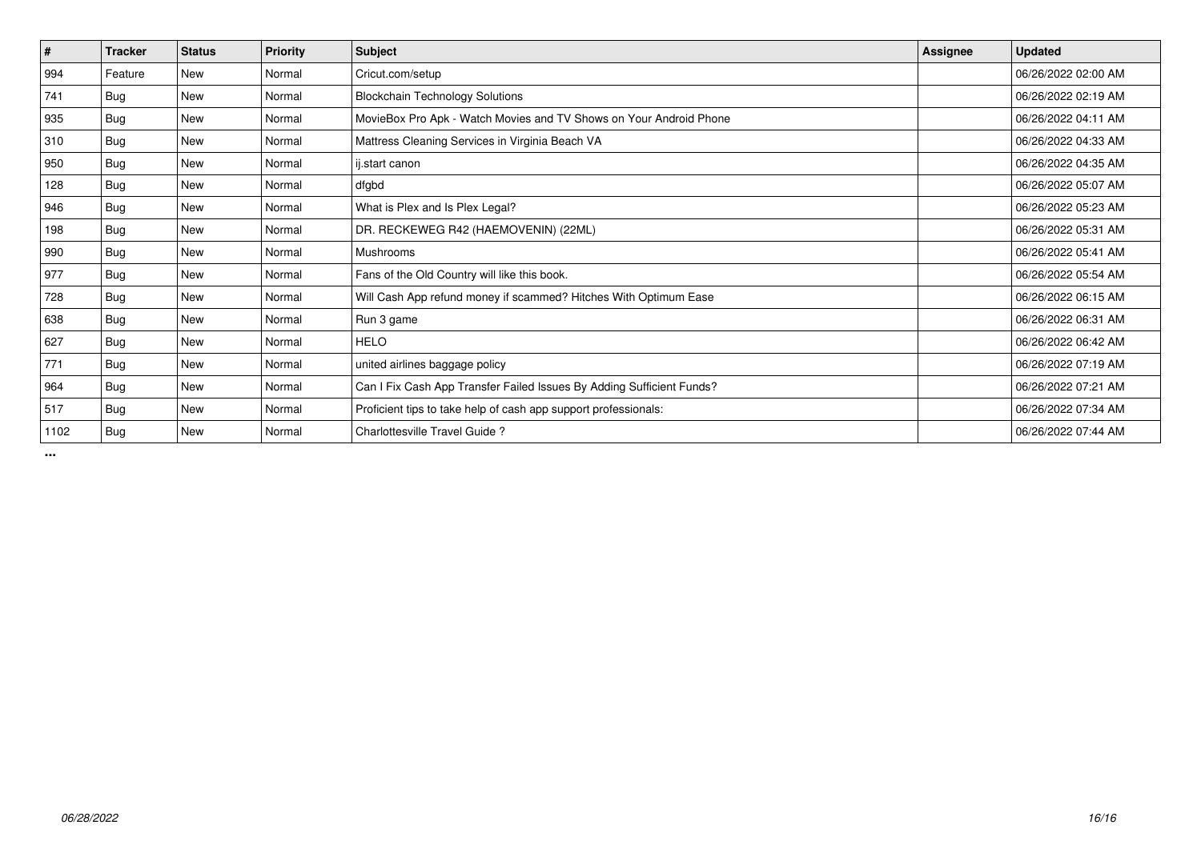| # | Tracker | Status | Priority | Subject | Assignee | Updated |
|---|---|---|---|---|---|---|
| 994 | Feature | New | Normal | Cricut.com/setup | | 06/26/2022 02:00 AM |
| 741 | Bug | New | Normal | Blockchain Technology Solutions | | 06/26/2022 02:19 AM |
| 935 | Bug | New | Normal | MovieBox Pro Apk - Watch Movies and TV Shows on Your Android Phone | | 06/26/2022 04:11 AM |
| 310 | Bug | New | Normal | Mattress Cleaning Services in Virginia Beach VA | | 06/26/2022 04:33 AM |
| 950 | Bug | New | Normal | ij.start canon | | 06/26/2022 04:35 AM |
| 128 | Bug | New | Normal | dfgbd | | 06/26/2022 05:07 AM |
| 946 | Bug | New | Normal | What is Plex and Is Plex Legal? | | 06/26/2022 05:23 AM |
| 198 | Bug | New | Normal | DR. RECKEWEG R42 (HAEMOVENIN) (22ML) | | 06/26/2022 05:31 AM |
| 990 | Bug | New | Normal | Mushrooms | | 06/26/2022 05:41 AM |
| 977 | Bug | New | Normal | Fans of the Old Country will like this book. | | 06/26/2022 05:54 AM |
| 728 | Bug | New | Normal | Will Cash App refund money if scammed? Hitches With Optimum Ease | | 06/26/2022 06:15 AM |
| 638 | Bug | New | Normal | Run 3 game | | 06/26/2022 06:31 AM |
| 627 | Bug | New | Normal | HELO | | 06/26/2022 06:42 AM |
| 771 | Bug | New | Normal | united airlines baggage policy | | 06/26/2022 07:19 AM |
| 964 | Bug | New | Normal | Can I Fix Cash App Transfer Failed Issues By Adding Sufficient Funds? | | 06/26/2022 07:21 AM |
| 517 | Bug | New | Normal | Proficient tips to take help of cash app support professionals: | | 06/26/2022 07:34 AM |
| 1102 | Bug | New | Normal | Charlottesville Travel Guide ? | | 06/26/2022 07:44 AM |

...